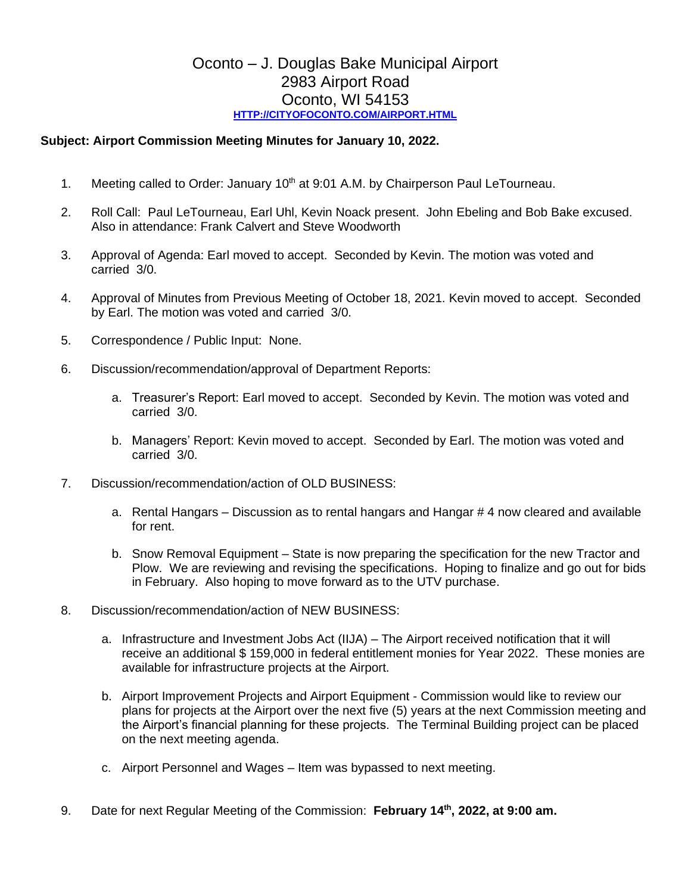# Oconto – J. Douglas Bake Municipal Airport
## 2983 Airport Road
## Oconto, WI 54153

[HTTP://CITYOFOCONTO.COM/AIRPORT.HTML](HTTP://CITYOFOCONTO.COM/AIRPORT.HTML)

**Subject: Airport Commission Meeting Minutes for January 10, 2022.**

1. Meeting called to Order: January 10th at 9:01 A.M. by Chairperson Paul LeTourneau.

2. Roll Call: Paul LeTourneau, Earl Uhl, Kevin Noack present. John Ebeling and Bob Bake excused. Also in attendance: Frank Calvert and Steve Woodworth

3. Approval of Agenda: Earl moved to accept. Seconded by Kevin. The motion was voted and carried 3/0.

4. Approval of Minutes from Previous Meeting of October 18, 2021. Kevin moved to accept. Seconded by Earl. The motion was voted and carried 3/0.

5. Correspondence / Public Input: None.

6. Discussion/recommendation/approval of Department Reports:

   a. Treasurer's Report: Earl moved to accept. Seconded by Kevin. The motion was voted and carried 3/0.

   b. Managers' Report: Kevin moved to accept. Seconded by Earl. The motion was voted and carried 3/0.

7. Discussion/recommendation/action of OLD BUSINESS:

   a. Rental Hangars – Discussion as to rental hangars and Hangar # 4 now cleared and available for rent.

   b. Snow Removal Equipment – State is now preparing the specification for the new Tractor and Plow. We are reviewing and revising the specifications. Hoping to finalize and go out for bids in February. Also hoping to move forward as to the UTV purchase.

8. Discussion/recommendation/action of NEW BUSINESS:

   a. Infrastructure and Investment Jobs Act (IIJA) – The Airport received notification that it will receive an additional $ 159,000 in federal entitlement monies for Year 2022. These monies are available for infrastructure projects at the Airport.

   b. Airport Improvement Projects and Airport Equipment - Commission would like to review our plans for projects at the Airport over the next five (5) years at the next Commission meeting and the Airport's financial planning for these projects. The Terminal Building project can be placed on the next meeting agenda.

   c. Airport Personnel and Wages – Item was bypassed to next meeting.

9. Date for next Regular Meeting of the Commission: **February 14th, 2022, at 9:00 am.**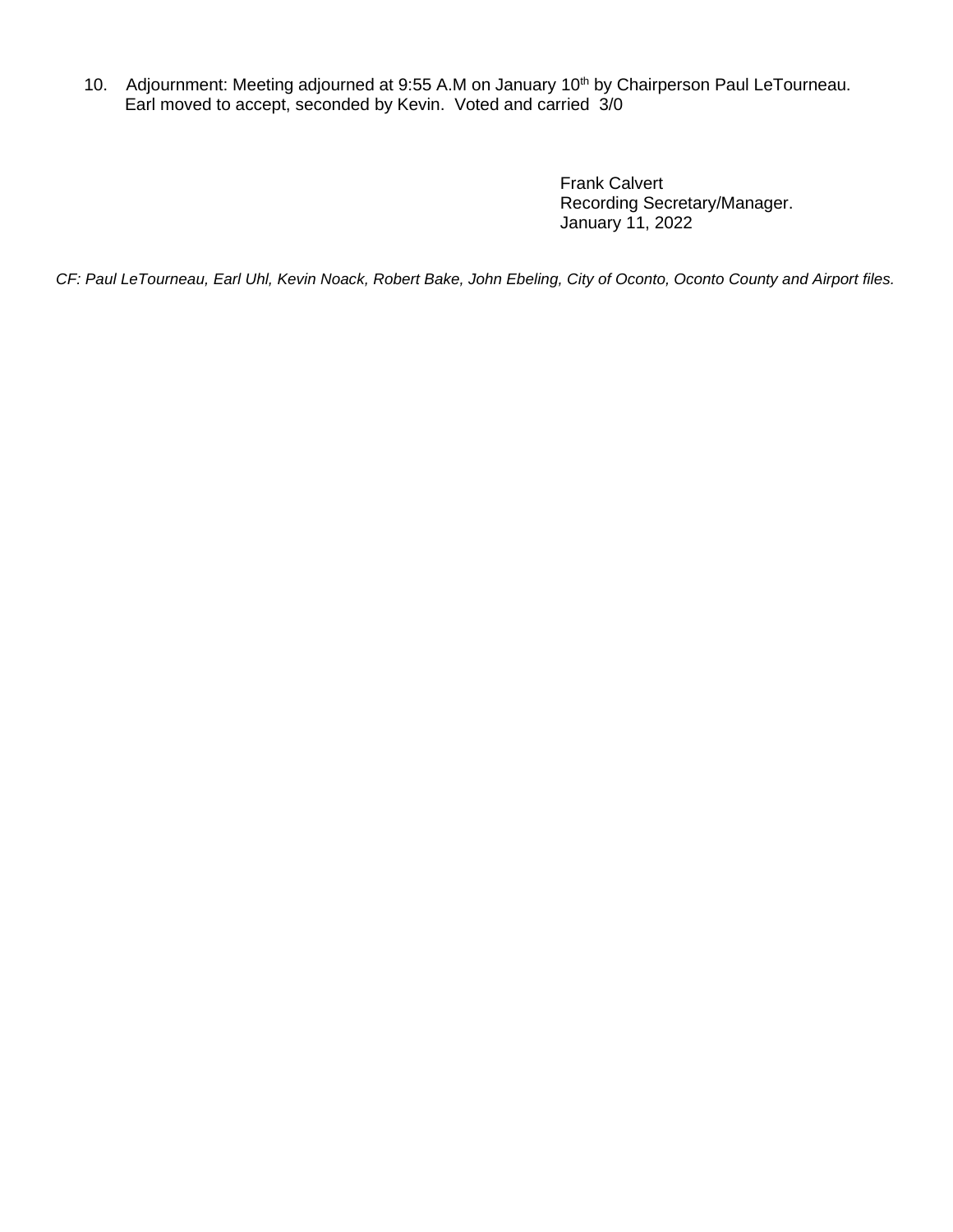10. Adjournment: Meeting adjourned at 9:55 A.M on January 10th by Chairperson Paul LeTourneau. Earl moved to accept, seconded by Kevin. Voted and carried 3/0

Frank Calvert
Recording Secretary/Manager.
January 11, 2022

*CF: Paul LeTourneau, Earl Uhl, Kevin Noack, Robert Bake, John Ebeling, City of Oconto, Oconto County and Airport files.*